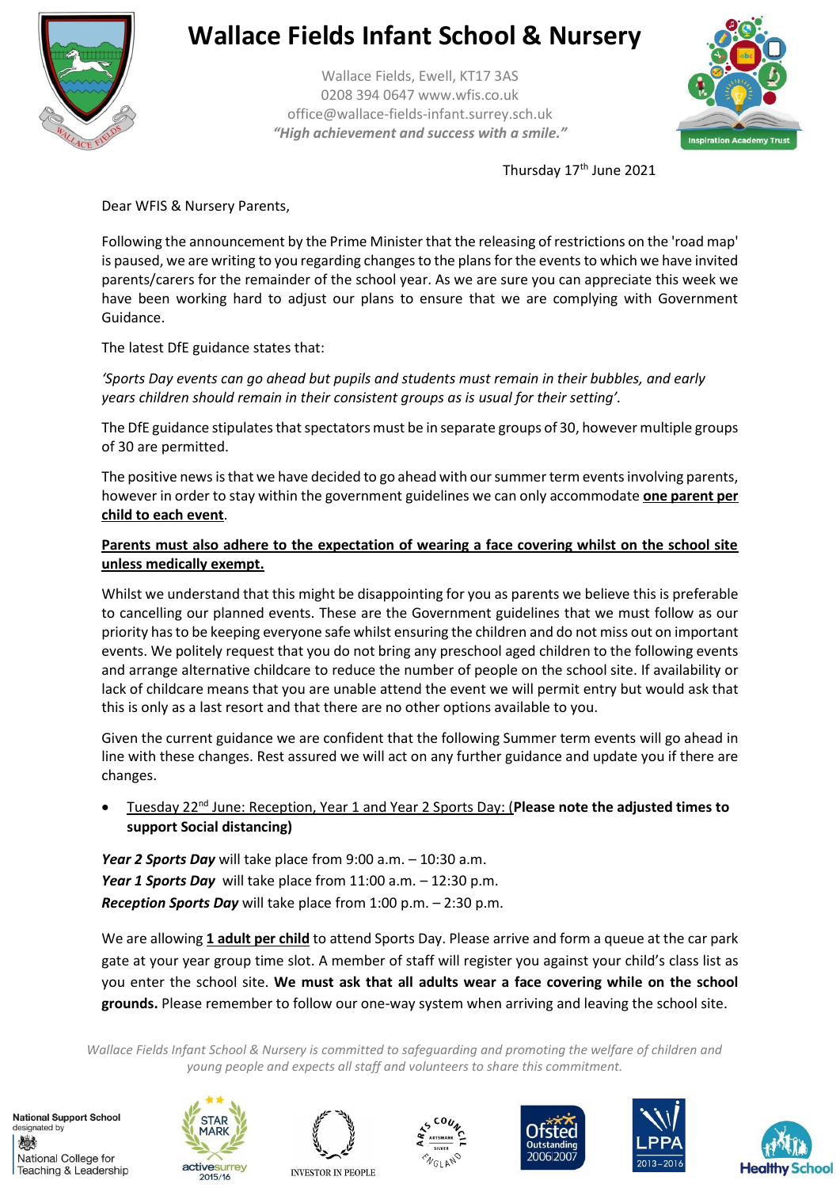# Wallace Fields Infant School & Nursery

Wallace Fields, Ewell, KT17 3AS
0208 394 0647 www.wfis.co.uk
office@wallace-fields-infant.surrey.sch.uk
*"High achievement and success with a smile."*

Thursday 17th June 2021

Dear WFIS & Nursery Parents,

Following the announcement by the Prime Minister that the releasing of restrictions on the 'road map' is paused, we are writing to you regarding changes to the plans for the events to which we have invited parents/carers for the remainder of the school year. As we are sure you can appreciate this week we have been working hard to adjust our plans to ensure that we are complying with Government Guidance.

The latest DfE guidance states that:

*'Sports Day events can go ahead but pupils and students must remain in their bubbles, and early years children should remain in their consistent groups as is usual for their setting'.*

The DfE guidance stipulates that spectators must be in separate groups of 30, however multiple groups of 30 are permitted.

The positive news is that we have decided to go ahead with our summer term events involving parents, however in order to stay within the government guidelines we can only accommodate <u>**one parent per child to each event**</u>.

<u>**Parents must also adhere to the expectation of wearing a face covering whilst on the school site unless medically exempt.**</u>

Whilst we understand that this might be disappointing for you as parents we believe this is preferable to cancelling our planned events. These are the Government guidelines that we must follow as our priority has to be keeping everyone safe whilst ensuring the children and do not miss out on important events. We politely request that you do not bring any preschool aged children to the following events and arrange alternative childcare to reduce the number of people on the school site. If availability or lack of childcare means that you are unable attend the event we will permit entry but would ask that this is only as a last resort and that there are no other options available to you.

Given the current guidance we are confident that the following Summer term events will go ahead in line with these changes. Rest assured we will act on any further guidance and update you if there are changes.

- <u>Tuesday 22nd June: Reception, Year 1 and Year 2 Sports Day: (</u>**Please note the adjusted times to support Social distancing)**

***Year 2 Sports Day*** will take place from 9:00 a.m. – 10:30 a.m.
***Year 1 Sports Day*** will take place from 11:00 a.m. – 12:30 p.m.
***Reception Sports Day*** will take place from 1:00 p.m. – 2:30 p.m.

We are allowing <u>**1 adult per child**</u> to attend Sports Day. Please arrive and form a queue at the car park gate at your year group time slot. A member of staff will register you against your child's class list as you enter the school site. **We must ask that all adults wear a face covering while on the school grounds.** Please remember to follow our one-way system when arriving and leaving the school site.

*Wallace Fields Infant School & Nursery is committed to safeguarding and promoting the welfare of children and young people and expects all staff and volunteers to share this commitment.*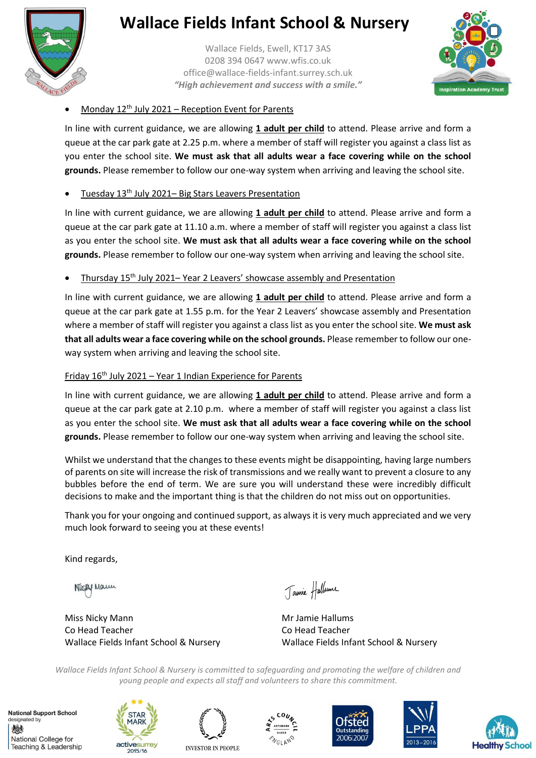# Wallace Fields Infant School & Nursery

Wallace Fields, Ewell, KT17 3AS
0208 394 0647 www.wfis.co.uk
office@wallace-fields-infant.surrey.sch.uk
*"High achievement and success with a smile."*

- Monday 12th July 2021 – Reception Event for Parents

In line with current guidance, we are allowing **1 adult per child** to attend. Please arrive and form a queue at the car park gate at 2.25 p.m. where a member of staff will register you against a class list as you enter the school site. **We must ask that all adults wear a face covering while on the school grounds.** Please remember to follow our one-way system when arriving and leaving the school site.

- Tuesday 13th July 2021– Big Stars Leavers Presentation

In line with current guidance, we are allowing **1 adult per child** to attend. Please arrive and form a queue at the car park gate at 11.10 a.m. where a member of staff will register you against a class list as you enter the school site. **We must ask that all adults wear a face covering while on the school grounds.** Please remember to follow our one-way system when arriving and leaving the school site.

- Thursday 15th July 2021– Year 2 Leavers' showcase assembly and Presentation

In line with current guidance, we are allowing **1 adult per child** to attend. Please arrive and form a queue at the car park gate at 1.55 p.m. for the Year 2 Leavers' showcase assembly and Presentation where a member of staff will register you against a class list as you enter the school site. **We must ask that all adults wear a face covering while on the school grounds.** Please remember to follow our one-way system when arriving and leaving the school site.

Friday 16th July 2021 – Year 1 Indian Experience for Parents

In line with current guidance, we are allowing **1 adult per child** to attend. Please arrive and form a queue at the car park gate at 2.10 p.m. where a member of staff will register you against a class list as you enter the school site. **We must ask that all adults wear a face covering while on the school grounds.** Please remember to follow our one-way system when arriving and leaving the school site.

Whilst we understand that the changes to these events might be disappointing, having large numbers of parents on site will increase the risk of transmissions and we really want to prevent a closure to any bubbles before the end of term. We are sure you will understand these were incredibly difficult decisions to make and the important thing is that the children do not miss out on opportunities.

Thank you for your ongoing and continued support, as always it is very much appreciated and we very much look forward to seeing you at these events!

Kind regards,

Miss Nicky Mann
Co Head Teacher
Wallace Fields Infant School & Nursery

Mr Jamie Hallums
Co Head Teacher
Wallace Fields Infant School & Nursery

*Wallace Fields Infant School & Nursery is committed to safeguarding and promoting the welfare of children and young people and expects all staff and volunteers to share this commitment.*